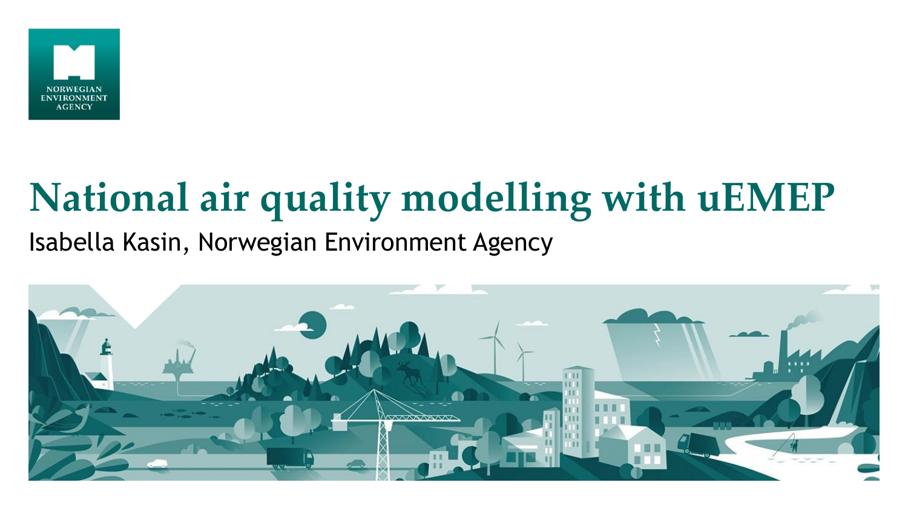NORWEGIAN ENVIRONMENT AGENCY

# National air quality modelling with uEMEP

Isabella Kasin, Norwegian Environment Agency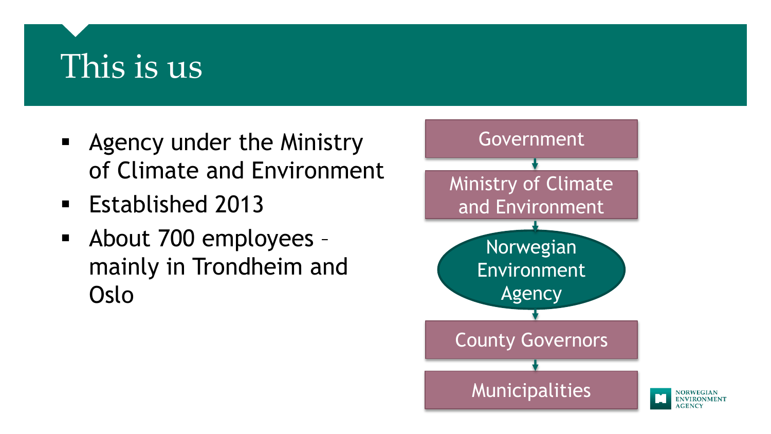# This is us

- Agency under the Ministry of Climate and Environment
- Established 2013
- About 700 employees – mainly in Trondheim and Oslo

Government
↓
Ministry of Climate and Environment
↓
Norwegian Environment Agency
↓
County Governors
↓
Municipalities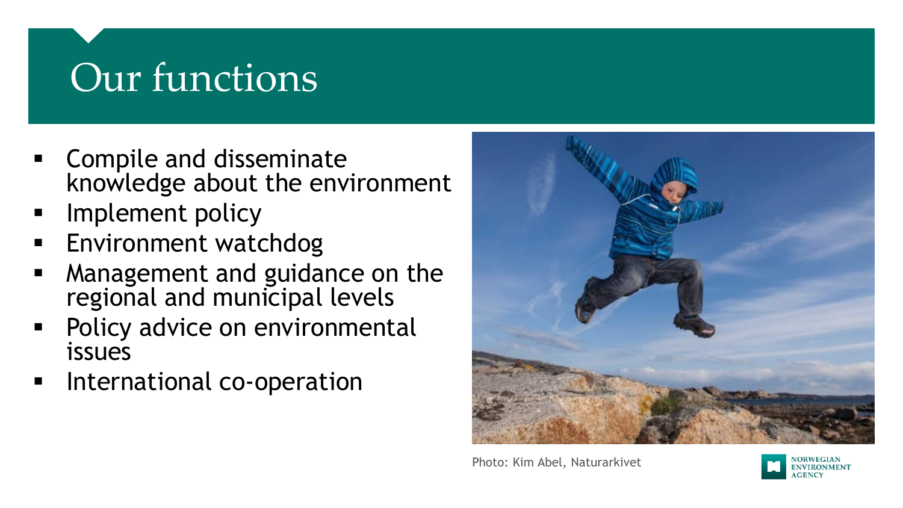# Our functions

- Compile and disseminate knowledge about the environment
- Implement policy
- Environment watchdog
- Management and guidance on the regional and municipal levels
- Policy advice on environmental issues
- International co-operation

Photo: Kim Abel, Naturarkivet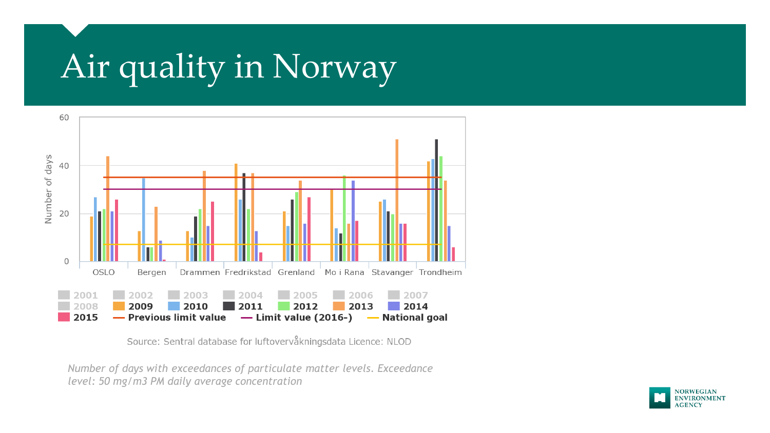# Air quality in Norway

Source: Sentral database for luftovervåkningsdata Licence: NLOD

*Number of days with exceedances of particulate matter levels. Exceedance level: 50 mg/m3 PM daily average concentration*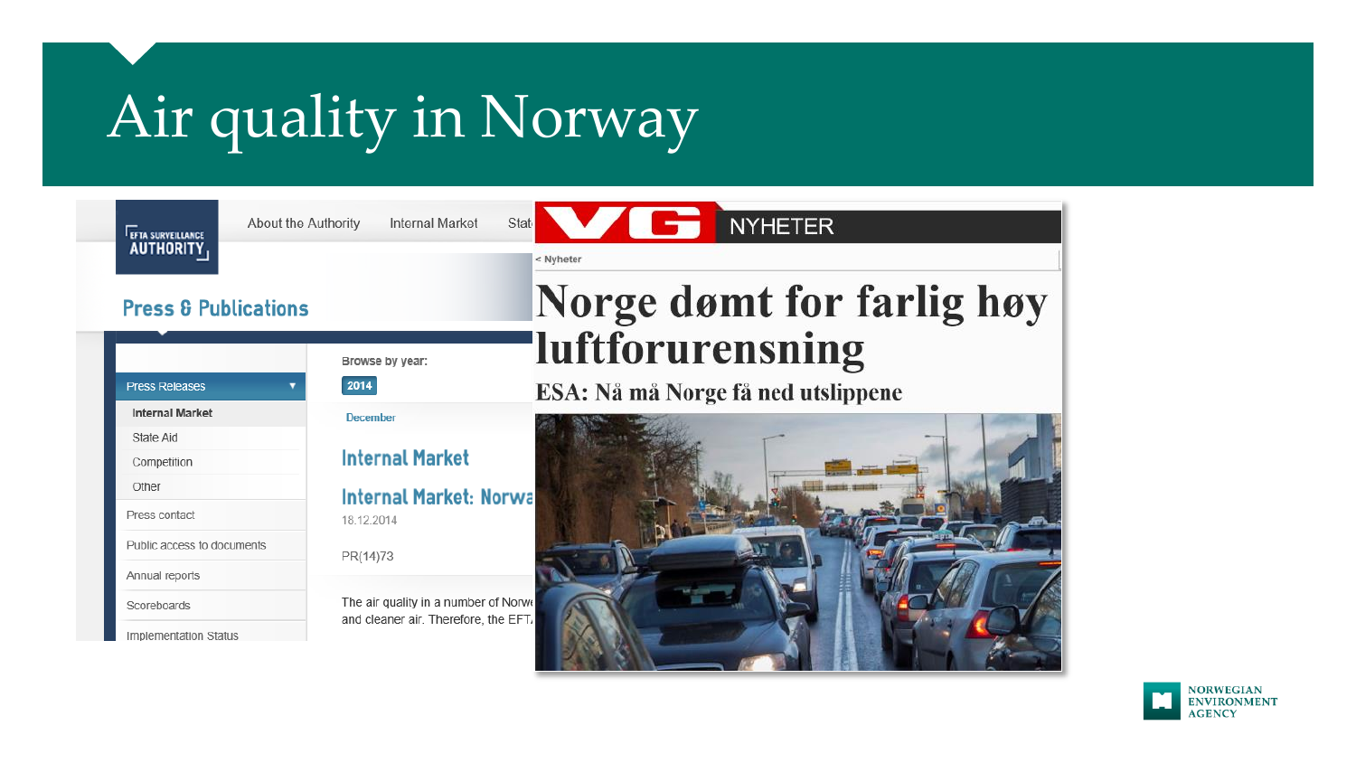# Air quality in Norway

EFTA SURVEILLANCE AUTHORITY

About the Authority | Internal Market | Stat

**Press & Publications**

- Press Releases
  - Internal Market
  - State Aid
  - Competition
  - Other
- Press contact
- Public access to documents
- Annual reports
- Scoreboards
- Implementation Status

Browse by year:

2014

December

**Internal Market**

**Internal Market: Norwa**

18.12.2014

PR(14)73

The air quality in a number of Norw
and cleaner air. Therefore, the EFT.

VG NYHETER

< Nyheter

# Norge dømt for farlig høy luftforurensning

**ESA: Nå må Norge få ned utslippene**

NORWEGIAN ENVIRONMENT AGENCY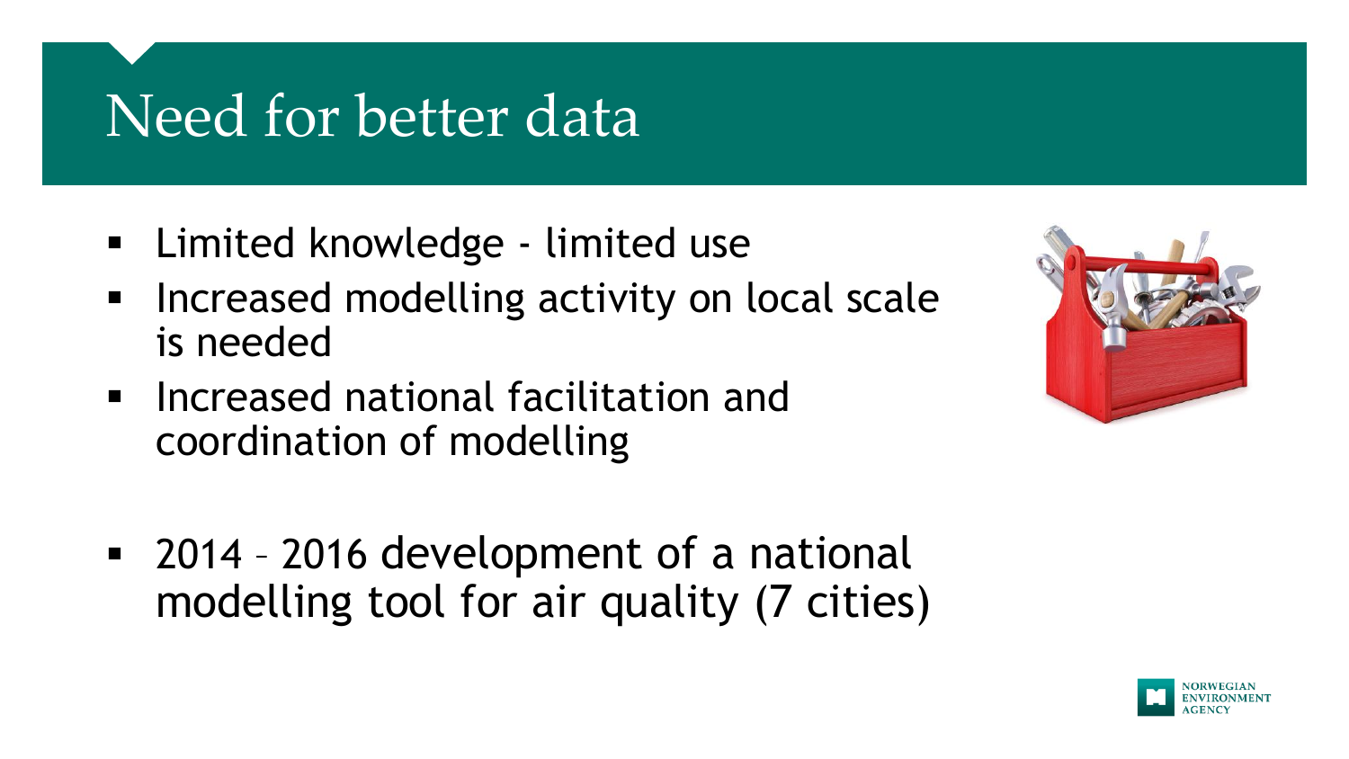# Need for better data

- Limited knowledge - limited use
- Increased modelling activity on local scale is needed
- Increased national facilitation and coordination of modelling

- 2014 – 2016 development of a national modelling tool for air quality (7 cities)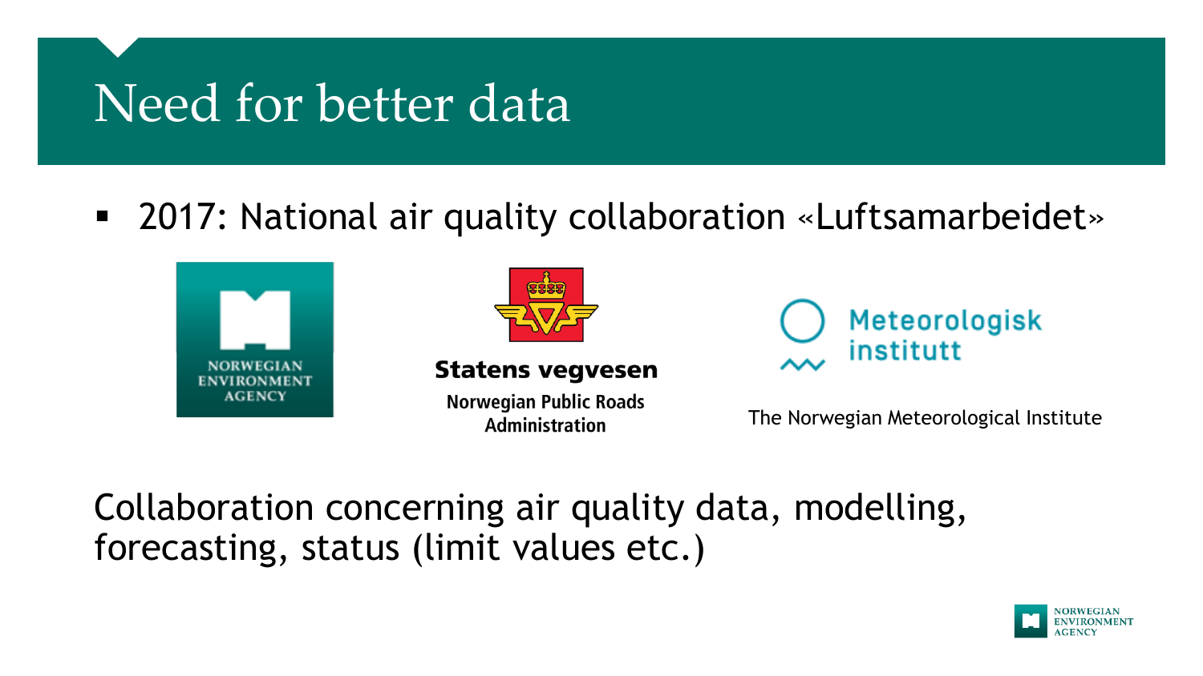# Need for better data

- 2017: National air quality collaboration «Luftsamarbeidet»

NORWEGIAN ENVIRONMENT AGENCY

Statens vegvesen
Norwegian Public Roads Administration

Meteorologisk institutt
The Norwegian Meteorological Institute

Collaboration concerning air quality data, modelling, forecasting, status (limit values etc.)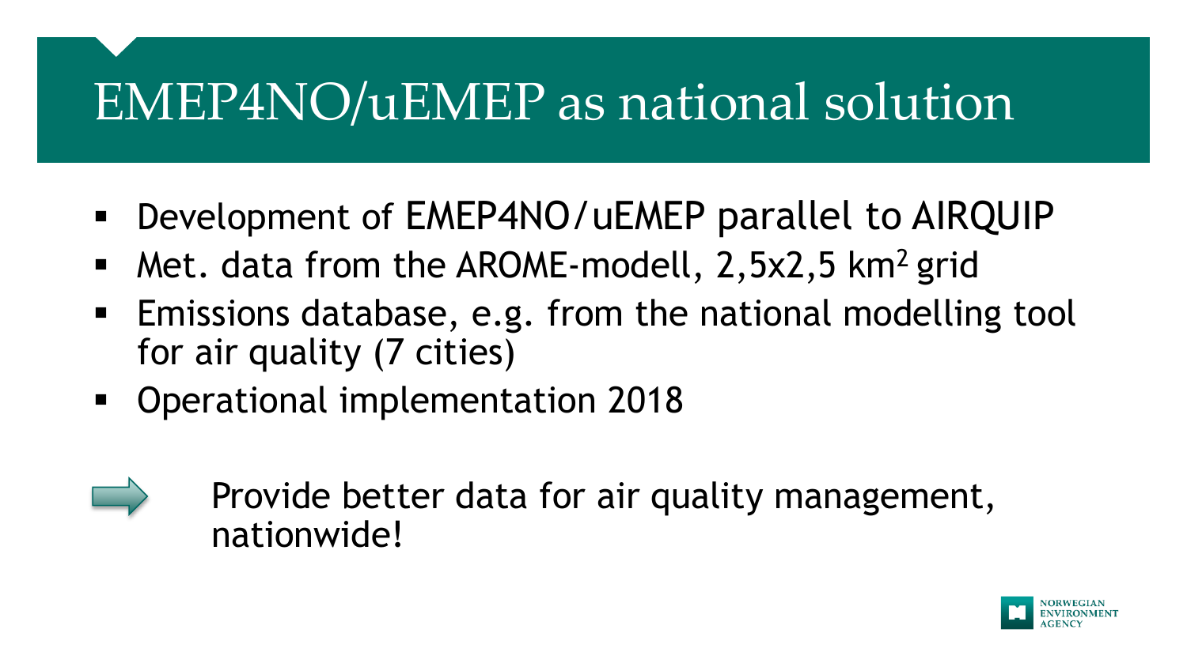# EMEP4NO/uEMEP as national solution

- Development of EMEP4NO/uEMEP parallel to AIRQUIP
- Met. data from the AROME-modell, 2,5x2,5 $km^2$ grid
- Emissions database, e.g. from the national modelling tool for air quality (7 cities)
- Operational implementation 2018

➡ Provide better data for air quality management, nationwide!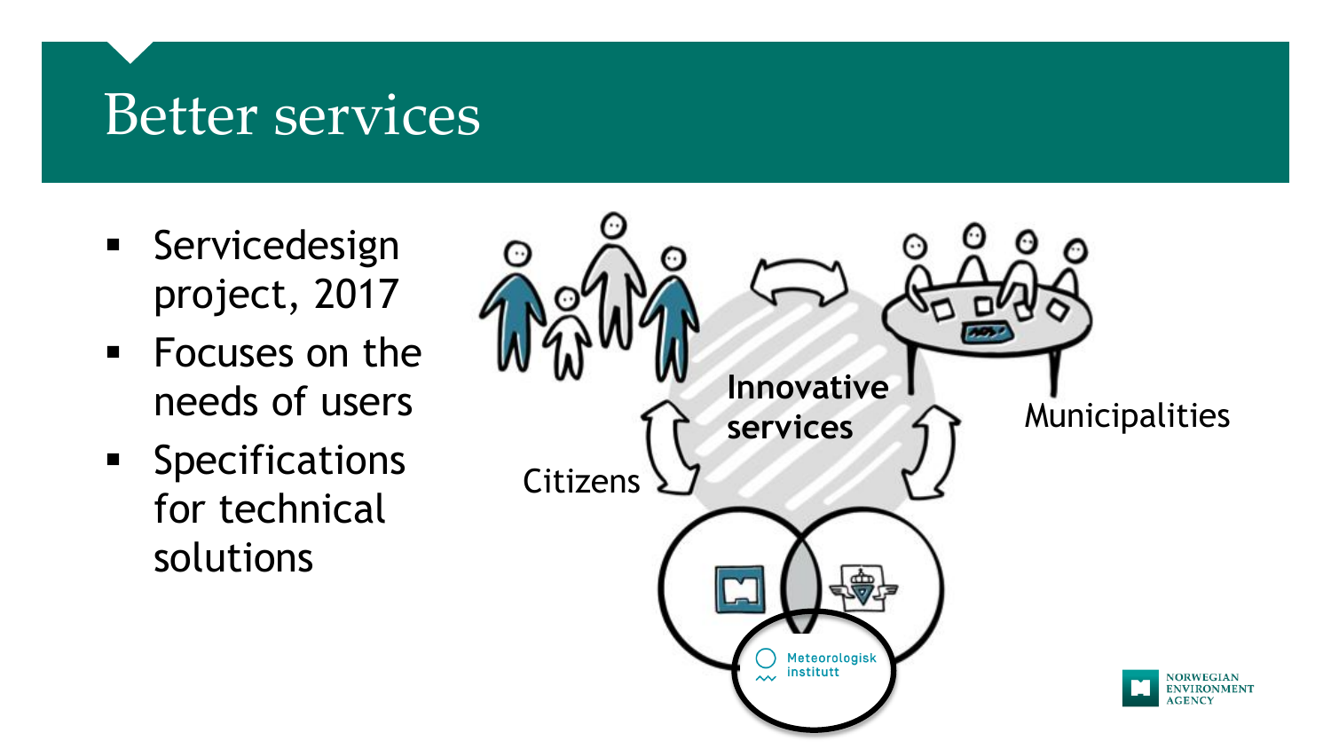# Better services

- Servicedesign project, 2017
- Focuses on the needs of users
- Specifications for technical solutions

Innovative services

Citizens

Municipalities

Meteorologisk institutt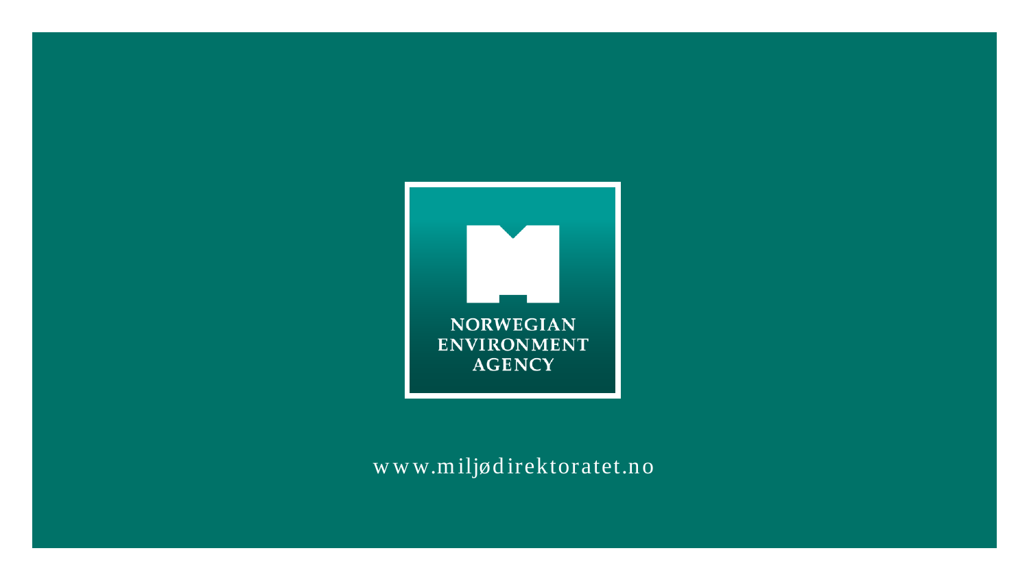NORWEGIAN
ENVIRONMENT
AGENCY

www.miljødirektoratet.no